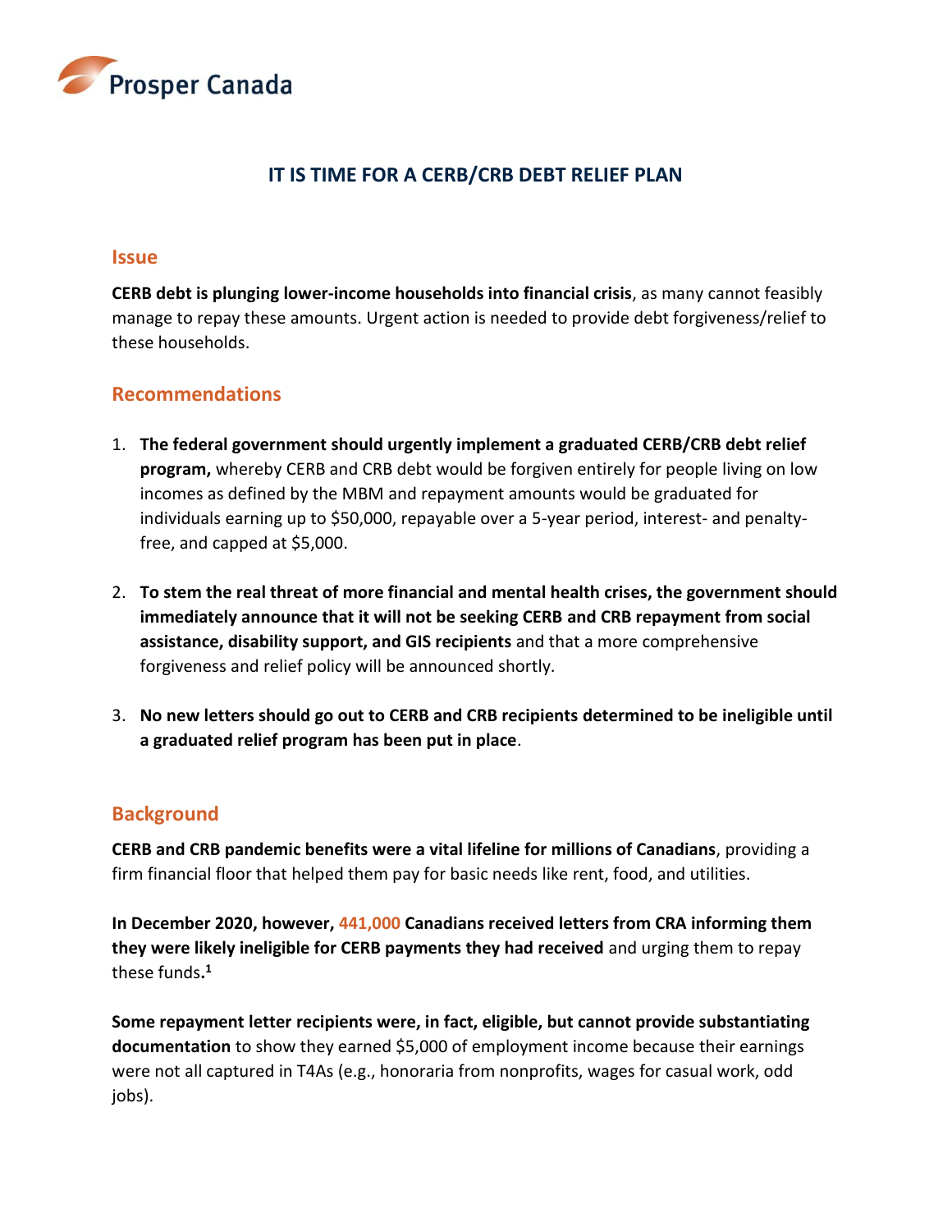Prosper Canada

# IT IS TIME FOR A CERB/CRB DEBT RELIEF PLAN

## Issue

**CERB debt is plunging lower-income households into financial crisis**, as many cannot feasibly manage to repay these amounts. Urgent action is needed to provide debt forgiveness/relief to these households.

## Recommendations

1. **The federal government should urgently implement a graduated CERB/CRB debt relief program,** whereby CERB and CRB debt would be forgiven entirely for people living on low incomes as defined by the MBM and repayment amounts would be graduated for individuals earning up to $50,000, repayable over a 5-year period, interest- and penalty-free, and capped at $5,000.

2. **To stem the real threat of more financial and mental health crises, the government should immediately announce that it will not be seeking CERB and CRB repayment from social assistance, disability support, and GIS recipients** and that a more comprehensive forgiveness and relief policy will be announced shortly.

3. **No new letters should go out to CERB and CRB recipients determined to be ineligible until a graduated relief program has been put in place**.

## Background

**CERB and CRB pandemic benefits were a vital lifeline for millions of Canadians**, providing a firm financial floor that helped them pay for basic needs like rent, food, and utilities.

**In December 2020, however, 441,000 Canadians received letters from CRA informing them they were likely ineligible for CERB payments they had received** and urging them to repay these funds**.**[1]

**Some repayment letter recipients were, in fact, eligible, but cannot provide substantiating documentation** to show they earned $5,000 of employment income because their earnings were not all captured in T4As (e.g., honoraria from nonprofits, wages for casual work, odd jobs).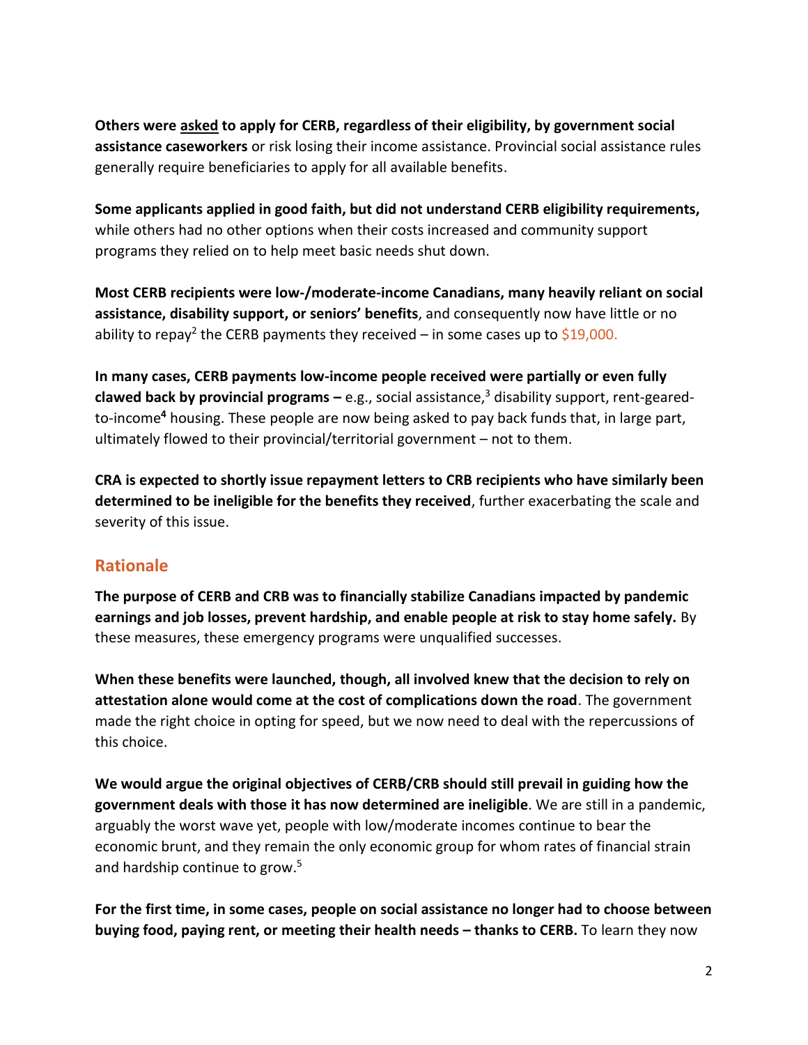**Others were asked to apply for CERB, regardless of their eligibility, by government social assistance caseworkers** or risk losing their income assistance. Provincial social assistance rules generally require beneficiaries to apply for all available benefits.

**Some applicants applied in good faith, but did not understand CERB eligibility requirements,** while others had no other options when their costs increased and community support programs they relied on to help meet basic needs shut down.

**Most CERB recipients were low-/moderate-income Canadians, many heavily reliant on social assistance, disability support, or seniors' benefits**, and consequently now have little or no ability to repay[2] the CERB payments they received – in some cases up to $19,000.

**In many cases, CERB payments low-income people received were partially or even fully clawed back by provincial programs –** e.g., social assistance,[3] disability support, rent-geared-to-income[4] housing. These people are now being asked to pay back funds that, in large part, ultimately flowed to their provincial/territorial government – not to them.

**CRA is expected to shortly issue repayment letters to CRB recipients who have similarly been determined to be ineligible for the benefits they received**, further exacerbating the scale and severity of this issue.

## Rationale

**The purpose of CERB and CRB was to financially stabilize Canadians impacted by pandemic earnings and job losses, prevent hardship, and enable people at risk to stay home safely.** By these measures, these emergency programs were unqualified successes.

**When these benefits were launched, though, all involved knew that the decision to rely on attestation alone would come at the cost of complications down the road**. The government made the right choice in opting for speed, but we now need to deal with the repercussions of this choice.

**We would argue the original objectives of CERB/CRB should still prevail in guiding how the government deals with those it has now determined are ineligible**. We are still in a pandemic, arguably the worst wave yet, people with low/moderate incomes continue to bear the economic brunt, and they remain the only economic group for whom rates of financial strain and hardship continue to grow.[5]

**For the first time, in some cases, people on social assistance no longer had to choose between buying food, paying rent, or meeting their health needs – thanks to CERB.** To learn they now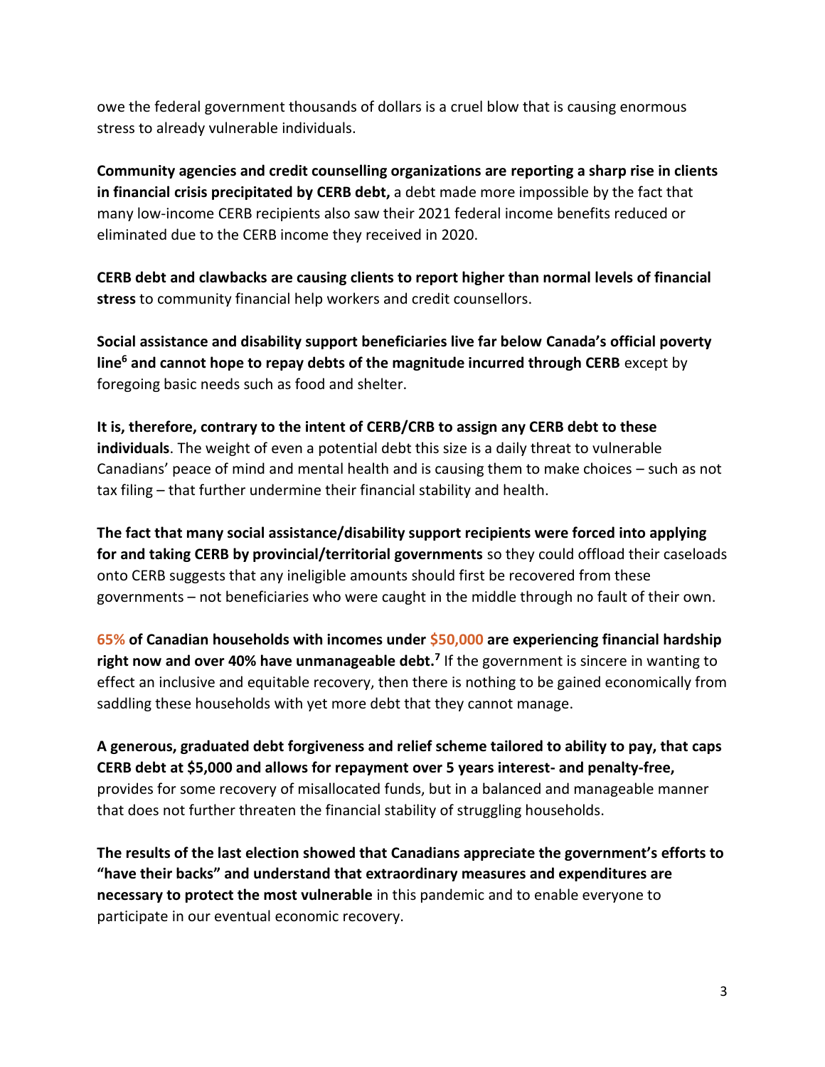owe the federal government thousands of dollars is a cruel blow that is causing enormous stress to already vulnerable individuals.

**Community agencies and credit counselling organizations are reporting a sharp rise in clients in financial crisis precipitated by CERB debt,** a debt made more impossible by the fact that many low-income CERB recipients also saw their 2021 federal income benefits reduced or eliminated due to the CERB income they received in 2020.

**CERB debt and clawbacks are causing clients to report higher than normal levels of financial stress** to community financial help workers and credit counsellors.

**Social assistance and disability support beneficiaries live far below Canada's official poverty line[6] and cannot hope to repay debts of the magnitude incurred through CERB** except by foregoing basic needs such as food and shelter.

**It is, therefore, contrary to the intent of CERB/CRB to assign any CERB debt to these individuals**. The weight of even a potential debt this size is a daily threat to vulnerable Canadians' peace of mind and mental health and is causing them to make choices – such as not tax filing – that further undermine their financial stability and health.

**The fact that many social assistance/disability support recipients were forced into applying for and taking CERB by provincial/territorial governments** so they could offload their caseloads onto CERB suggests that any ineligible amounts should first be recovered from these governments – not beneficiaries who were caught in the middle through no fault of their own.

**65% of Canadian households with incomes under $50,000 are experiencing financial hardship right now and over 40% have unmanageable debt.[7]** If the government is sincere in wanting to effect an inclusive and equitable recovery, then there is nothing to be gained economically from saddling these households with yet more debt that they cannot manage.

**A generous, graduated debt forgiveness and relief scheme tailored to ability to pay, that caps CERB debt at $5,000 and allows for repayment over 5 years interest- and penalty-free,** provides for some recovery of misallocated funds, but in a balanced and manageable manner that does not further threaten the financial stability of struggling households.

**The results of the last election showed that Canadians appreciate the government's efforts to "have their backs" and understand that extraordinary measures and expenditures are necessary to protect the most vulnerable** in this pandemic and to enable everyone to participate in our eventual economic recovery.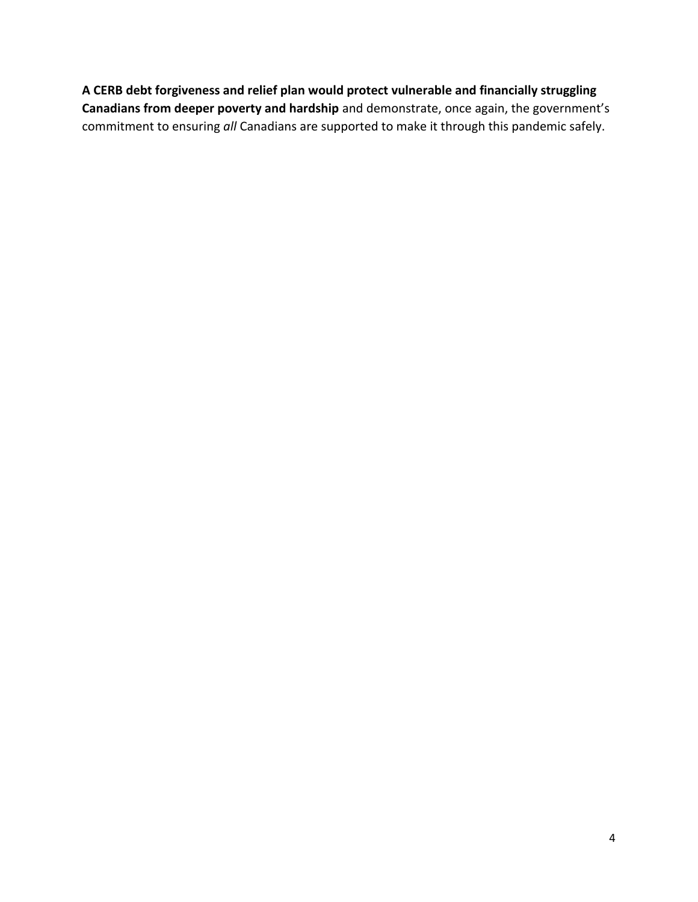**A CERB debt forgiveness and relief plan would protect vulnerable and financially struggling Canadians from deeper poverty and hardship** and demonstrate, once again, the government's commitment to ensuring *all* Canadians are supported to make it through this pandemic safely.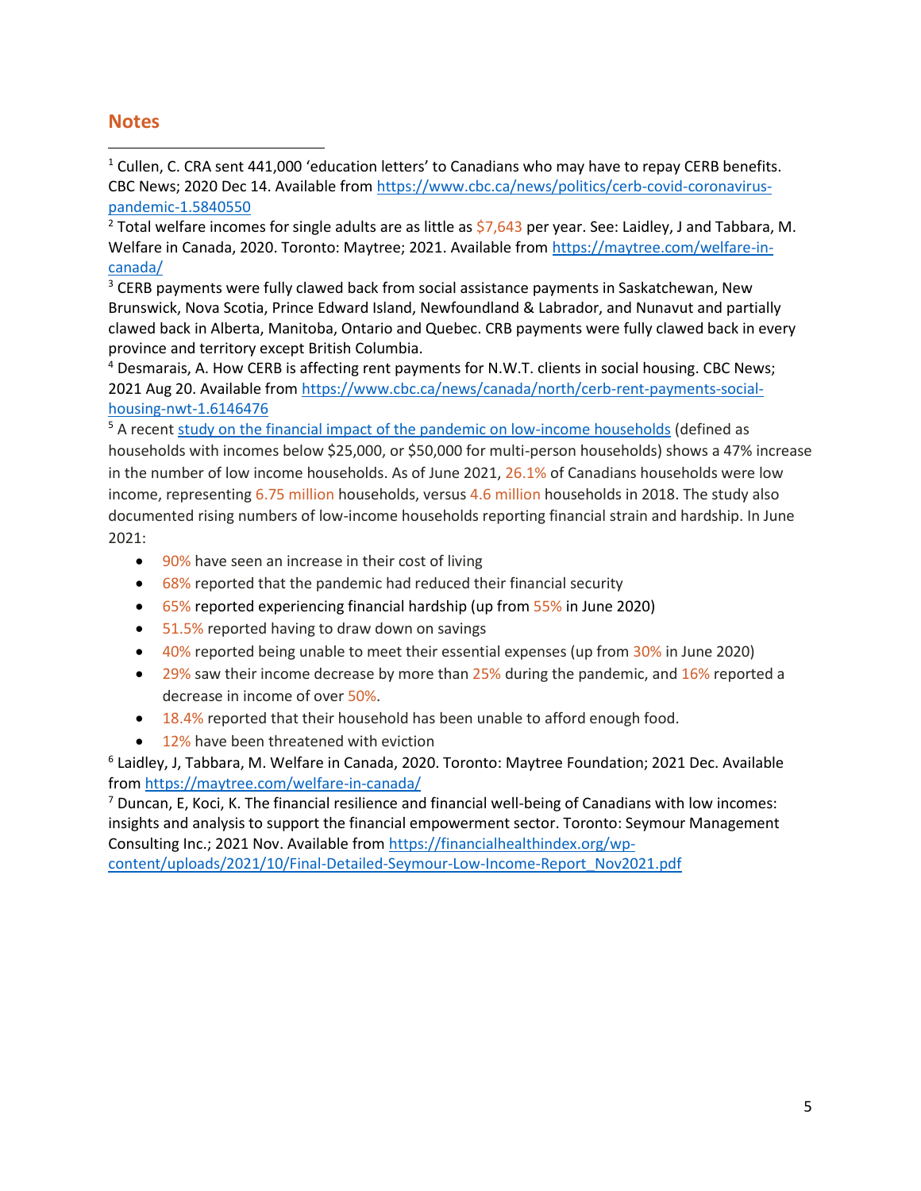## Notes

[1] Cullen, C. CRA sent 441,000 'education letters' to Canadians who may have to repay CERB benefits. CBC News; 2020 Dec 14. Available from https://www.cbc.ca/news/politics/cerb-covid-coronavirus-pandemic-1.5840550

[2] Total welfare incomes for single adults are as little as $7,643 per year. See: Laidley, J and Tabbara, M. Welfare in Canada, 2020. Toronto: Maytree; 2021. Available from https://maytree.com/welfare-in-canada/

[3] CERB payments were fully clawed back from social assistance payments in Saskatchewan, New Brunswick, Nova Scotia, Prince Edward Island, Newfoundland & Labrador, and Nunavut and partially clawed back in Alberta, Manitoba, Ontario and Quebec. CRB payments were fully clawed back in every province and territory except British Columbia.

[4] Desmarais, A. How CERB is affecting rent payments for N.W.T. clients in social housing. CBC News; 2021 Aug 20. Available from https://www.cbc.ca/news/canada/north/cerb-rent-payments-social-housing-nwt-1.6146476

[5] A recent study on the financial impact of the pandemic on low-income households (defined as households with incomes below $25,000, or $50,000 for multi-person households) shows a 47% increase in the number of low income households. As of June 2021, 26.1% of Canadians households were low income, representing 6.75 million households, versus 4.6 million households in 2018. The study also documented rising numbers of low-income households reporting financial strain and hardship. In June 2021:

- 90% have seen an increase in their cost of living
- 68% reported that the pandemic had reduced their financial security
- 65% reported experiencing financial hardship (up from 55% in June 2020)
- 51.5% reported having to draw down on savings
- 40% reported being unable to meet their essential expenses (up from 30% in June 2020)
- 29% saw their income decrease by more than 25% during the pandemic, and 16% reported a decrease in income of over 50%.
- 18.4% reported that their household has been unable to afford enough food.
- 12% have been threatened with eviction

[6] Laidley, J, Tabbara, M. Welfare in Canada, 2020. Toronto: Maytree Foundation; 2021 Dec. Available from https://maytree.com/welfare-in-canada/

[7] Duncan, E, Koci, K. The financial resilience and financial well-being of Canadians with low incomes: insights and analysis to support the financial empowerment sector. Toronto: Seymour Management Consulting Inc.; 2021 Nov. Available from https://financialhealthindex.org/wp-content/uploads/2021/10/Final-Detailed-Seymour-Low-Income-Report_Nov2021.pdf